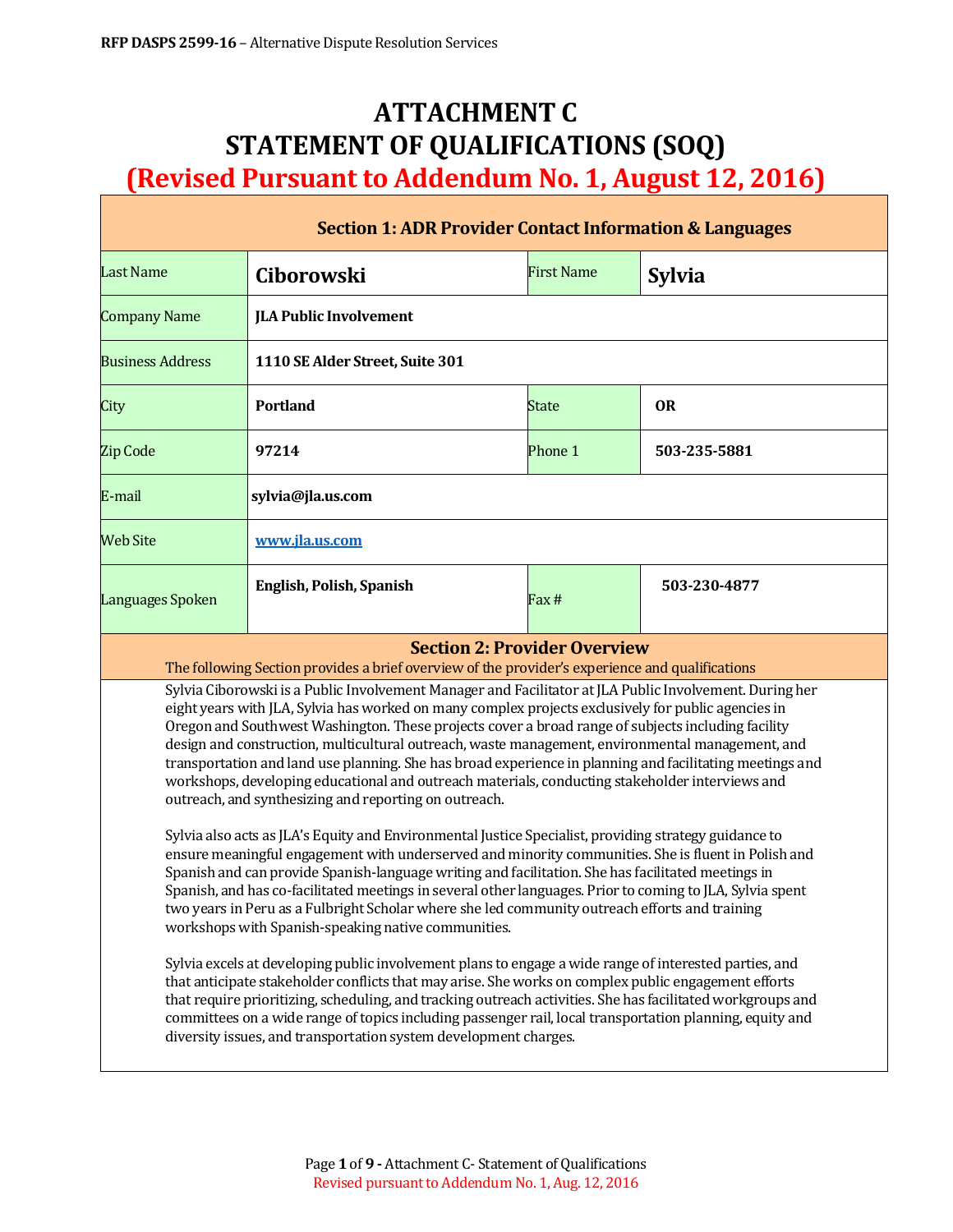# ATTACHMENT C
# STATEMENT OF QUALIFICATIONS (SOQ)
## (Revised Pursuant to Addendum No. 1, August 12, 2016)

### Section 1: ADR Provider Contact Information & Languages

| Last Name | **Ciborowski** | First Name | **Sylvia** |
|---|---|---|---|
| Company Name | **JLA Public Involvement** | | |
| Business Address | **1110 SE Alder Street, Suite 301** | | |
| City | **Portland** | State | **OR** |
| Zip Code | **97214** | Phone 1 | **503-235-5881** |
| E-mail | **sylvia@jla.us.com** | | |
| Web Site | **www.jla.us.com** | | |
| Languages Spoken | **English, Polish, Spanish** | Fax # | **503-230-4877** |

### Section 2: Provider Overview

The following Section provides a brief overview of the provider's experience and qualifications

Sylvia Ciborowski is a Public Involvement Manager and Facilitator at JLA Public Involvement. During her eight years with JLA, Sylvia has worked on many complex projects exclusively for public agencies in Oregon and Southwest Washington. These projects cover a broad range of subjects including facility design and construction, multicultural outreach, waste management, environmental management, and transportation and land use planning. She has broad experience in planning and facilitating meetings and workshops, developing educational and outreach materials, conducting stakeholder interviews and outreach, and synthesizing and reporting on outreach.

Sylvia also acts as JLA's Equity and Environmental Justice Specialist, providing strategy guidance to ensure meaningful engagement with underserved and minority communities. She is fluent in Polish and Spanish and can provide Spanish-language writing and facilitation. She has facilitated meetings in Spanish, and has co-facilitated meetings in several other languages. Prior to coming to JLA, Sylvia spent two years in Peru as a Fulbright Scholar where she led community outreach efforts and training workshops with Spanish-speaking native communities.

Sylvia excels at developing public involvement plans to engage a wide range of interested parties, and that anticipate stakeholder conflicts that may arise. She works on complex public engagement efforts that require prioritizing, scheduling, and tracking outreach activities. She has facilitated workgroups and committees on a wide range of topics including passenger rail, local transportation planning, equity and diversity issues, and transportation system development charges.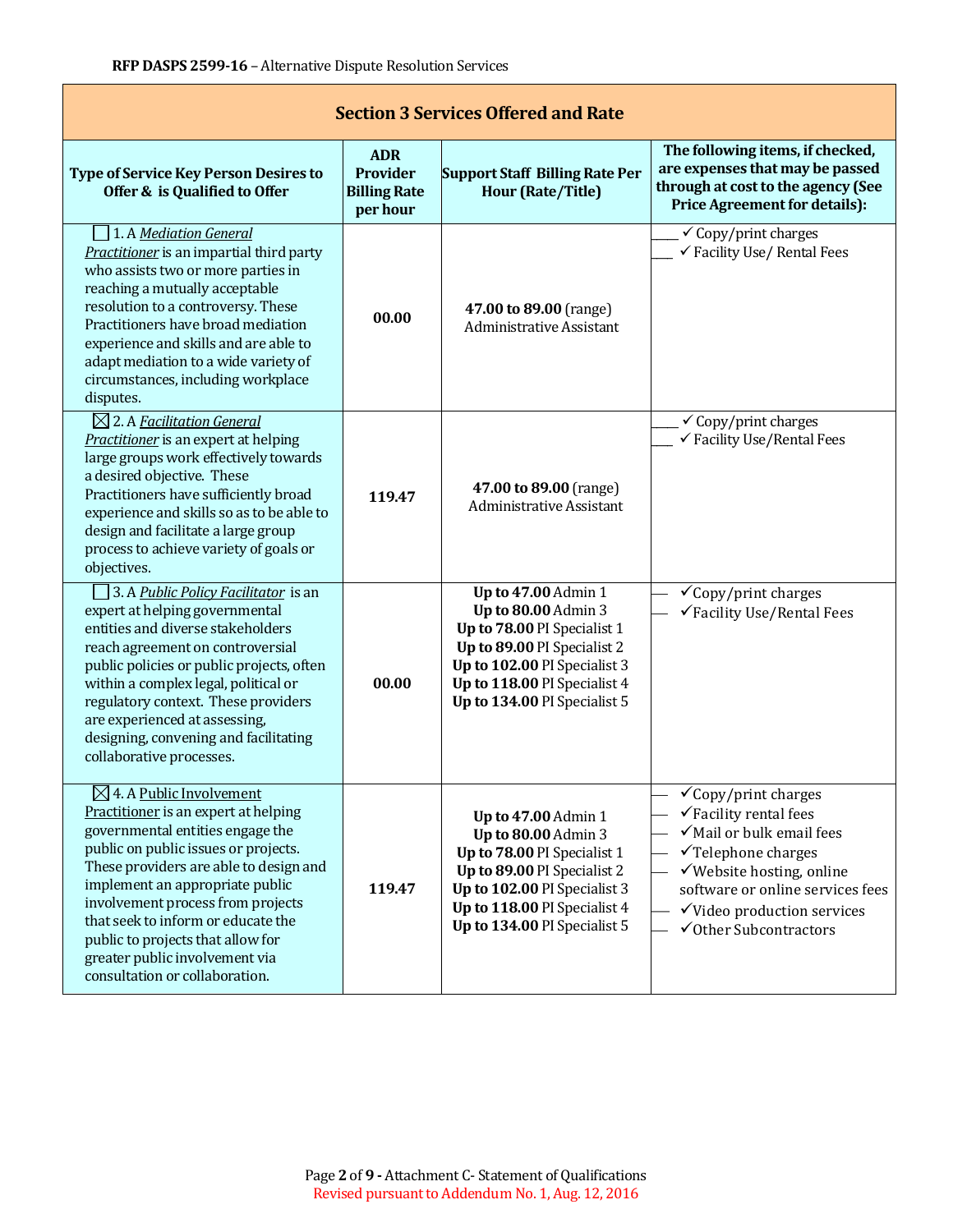**RFP DASPS 2599-16** – Alternative Dispute Resolution Services

| Section 3 Services Offered and Rate | | | |
|---|---|---|---|
| **Type of Service Key Person Desires to Offer & is Qualified to Offer** | **ADR Provider Billing Rate per hour** | **Support Staff Billing Rate Per Hour (Rate/Title)** | **The following items, if checked, are expenses that may be passed through at cost to the agency (See Price Agreement for details):** |
| ☐ 1. A *Mediation General Practitioner* is an impartial third party who assists two or more parties in reaching a mutually acceptable resolution to a controversy. These Practitioners have broad mediation experience and skills and are able to adapt mediation to a wide variety of circumstances, including workplace disputes. | **00.00** | **47.00 to 89.00** (range) Administrative Assistant | ___ ✓ Copy/print charges<br>___ ✓ Facility Use/ Rental Fees |
| ☒ 2. A *Facilitation General Practitioner* is an expert at helping large groups work effectively towards a desired objective. These Practitioners have sufficiently broad experience and skills so as to be able to design and facilitate a large group process to achieve variety of goals or objectives. | **119.47** | **47.00 to 89.00** (range) Administrative Assistant | ___ ✓ Copy/print charges<br>___ ✓ Facility Use/Rental Fees |
| ☐ 3. A *Public Policy Facilitator* is an expert at helping governmental entities and diverse stakeholders reach agreement on controversial public policies or public projects, often within a complex legal, political or regulatory context. These providers are experienced at assessing, designing, convening and facilitating collaborative processes. | **00.00** | **Up to 47.00** Admin 1<br>**Up to 80.00** Admin 3<br>**Up to 78.00** PI Specialist 1<br>**Up to 89.00** PI Specialist 2<br>**Up to 102.00** PI Specialist 3<br>**Up to 118.00** PI Specialist 4<br>**Up to 134.00** PI Specialist 5 | — ✓Copy/print charges<br>— ✓Facility Use/Rental Fees |
| ☒ 4. A Public Involvement Practitioner is an expert at helping governmental entities engage the public on public issues or projects. These providers are able to design and implement an appropriate public involvement process from projects that seek to inform or educate the public to projects that allow for greater public involvement via consultation or collaboration. | **119.47** | **Up to 47.00** Admin 1<br>**Up to 80.00** Admin 3<br>**Up to 78.00** PI Specialist 1<br>**Up to 89.00** PI Specialist 2<br>**Up to 102.00** PI Specialist 3<br>**Up to 118.00** PI Specialist 4<br>**Up to 134.00** PI Specialist 5 | — ✓Copy/print charges<br>— ✓Facility rental fees<br>— ✓Mail or bulk email fees<br>— ✓Telephone charges<br>— ✓Website hosting, online software or online services fees<br>— ✓Video production services<br>— ✓Other Subcontractors |

Revised pursuant to Addendum No. 1, Aug. 12, 2016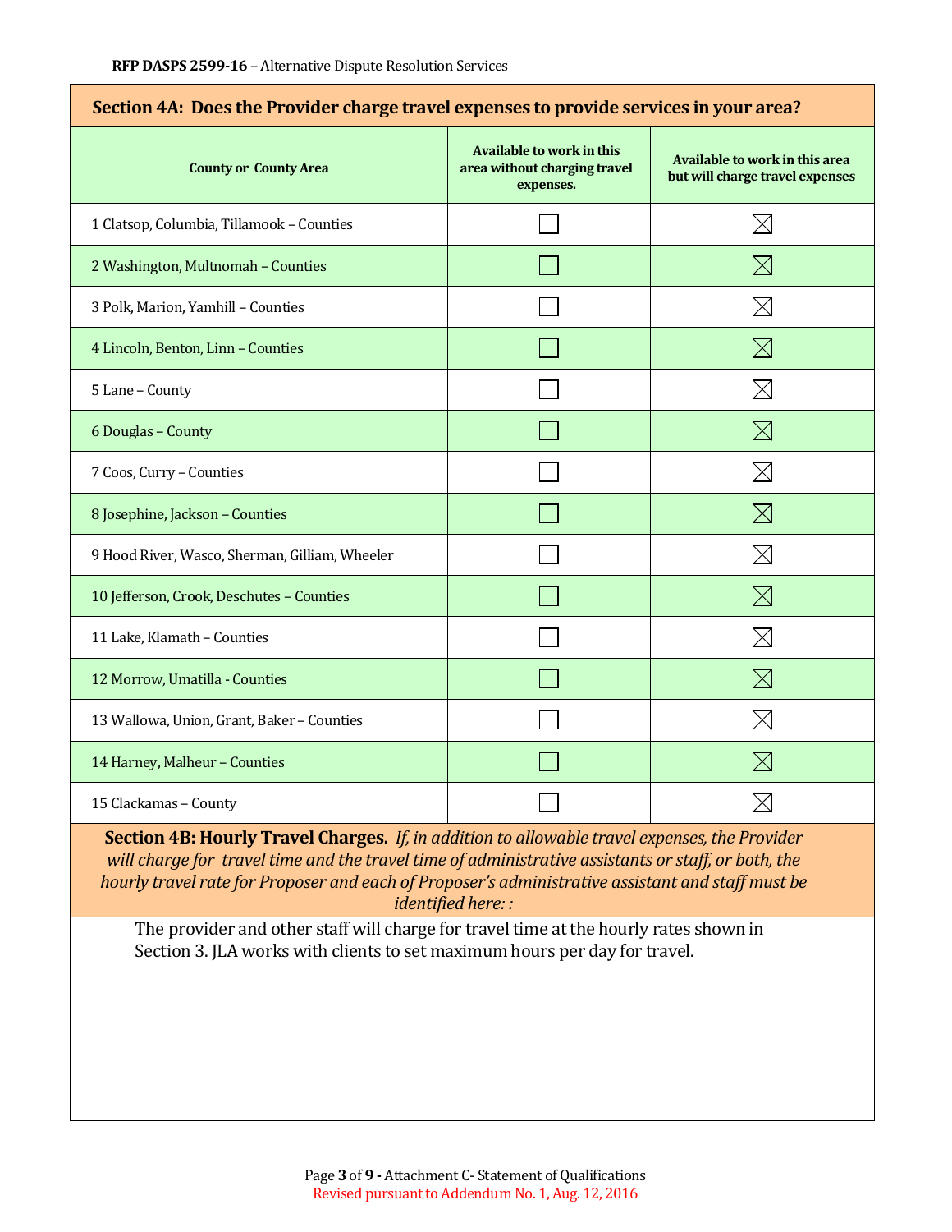## Section 4A: Does the Provider charge travel expenses to provide services in your area?

| County or County Area | Available to work in this area without charging travel expenses. | Available to work in this area but will charge travel expenses |
|---|---|---|
| 1 Clatsop, Columbia, Tillamook – Counties | ☐ | ☒ |
| 2 Washington, Multnomah – Counties | ☐ | ☒ |
| 3 Polk, Marion, Yamhill – Counties | ☐ | ☒ |
| 4 Lincoln, Benton, Linn – Counties | ☐ | ☒ |
| 5 Lane – County | ☐ | ☒ |
| 6 Douglas – County | ☐ | ☒ |
| 7 Coos, Curry – Counties | ☐ | ☒ |
| 8 Josephine, Jackson – Counties | ☐ | ☒ |
| 9 Hood River, Wasco, Sherman, Gilliam, Wheeler | ☐ | ☒ |
| 10 Jefferson, Crook, Deschutes – Counties | ☐ | ☒ |
| 11 Lake, Klamath – Counties | ☐ | ☒ |
| 12 Morrow, Umatilla - Counties | ☐ | ☒ |
| 13 Wallowa, Union, Grant, Baker – Counties | ☐ | ☒ |
| 14 Harney, Malheur – Counties | ☐ | ☒ |
| 15 Clackamas – County | ☐ | ☒ |

**Section 4B: Hourly Travel Charges.** *If, in addition to allowable travel expenses, the Provider will charge for travel time and the travel time of administrative assistants or staff, or both, the hourly travel rate for Proposer and each of Proposer's administrative assistant and staff must be identified here: :*

The provider and other staff will charge for travel time at the hourly rates shown in Section 3. JLA works with clients to set maximum hours per day for travel.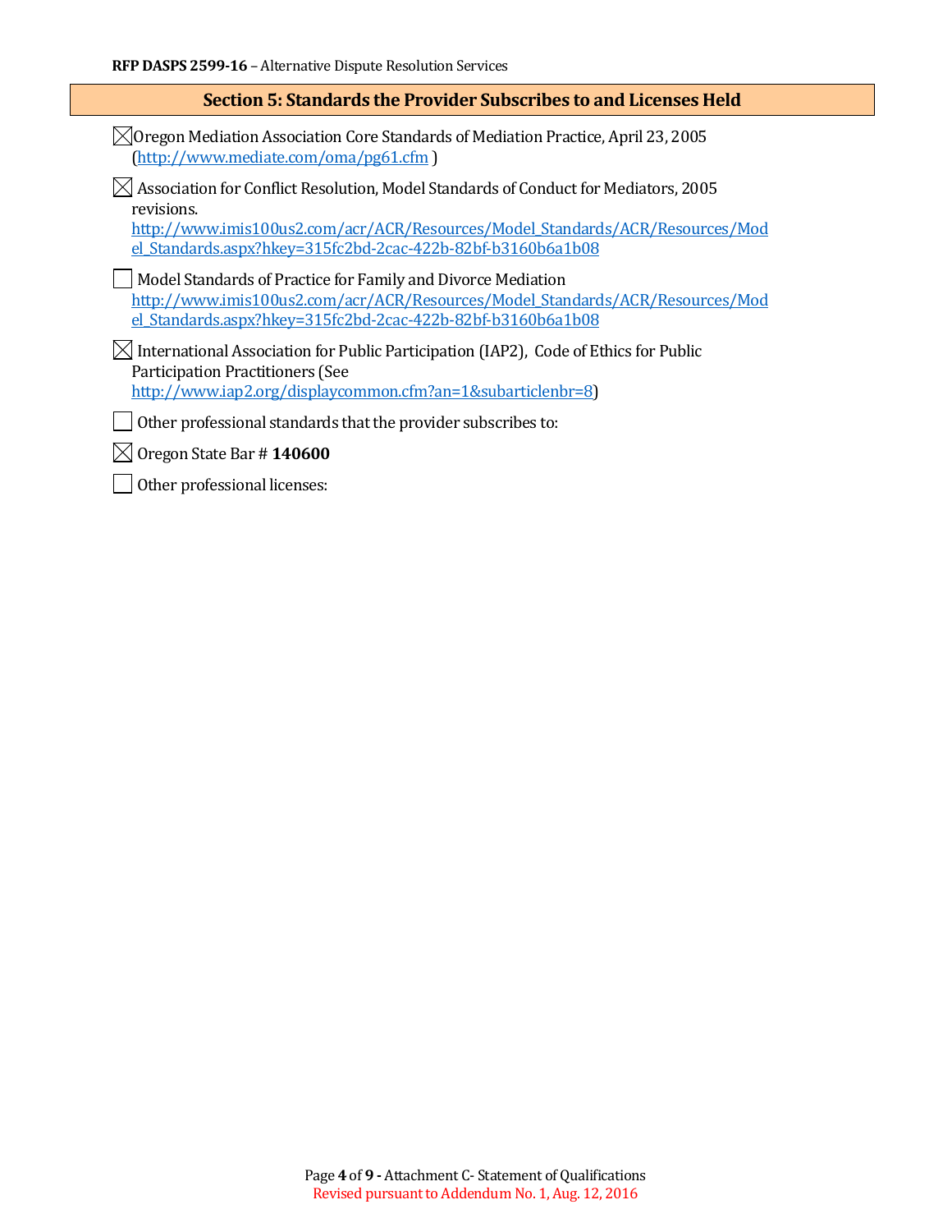## Section 5: Standards the Provider Subscribes to and Licenses Held

- ☒ Oregon Mediation Association Core Standards of Mediation Practice, April 23, 2005 (http://www.mediate.com/oma/pg61.cfm )
- ☒ Association for Conflict Resolution, Model Standards of Conduct for Mediators, 2005 revisions. http://www.imis100us2.com/acr/ACR/Resources/Model_Standards/ACR/Resources/Model_Standards.aspx?hkey=315fc2bd-2cac-422b-82bf-b3160b6a1b08
- ☐ Model Standards of Practice for Family and Divorce Mediation http://www.imis100us2.com/acr/ACR/Resources/Model_Standards/ACR/Resources/Model_Standards.aspx?hkey=315fc2bd-2cac-422b-82bf-b3160b6a1b08
- ☒ International Association for Public Participation (IAP2), Code of Ethics for Public Participation Practitioners (See http://www.iap2.org/displaycommon.cfm?an=1&subarticlenbr=8)
- ☐ Other professional standards that the provider subscribes to:
- ☒ Oregon State Bar # **140600**
- ☐ Other professional licenses: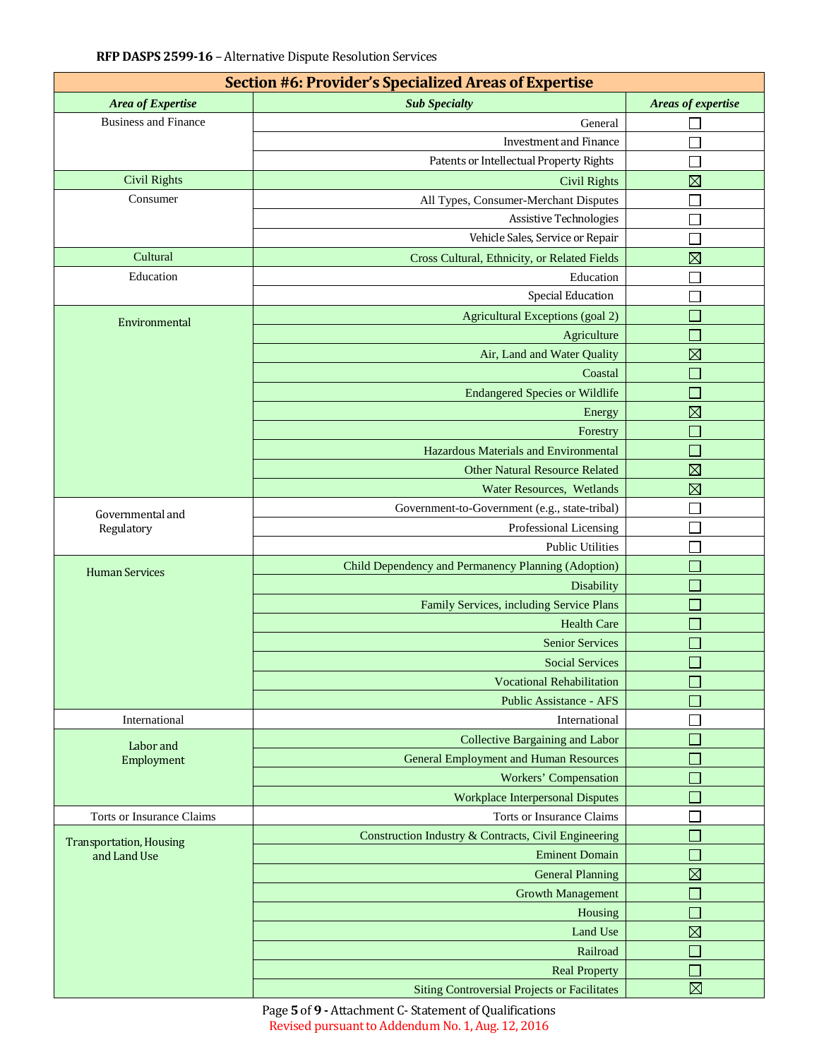## Section #6: Provider's Specialized Areas of Expertise

| *Area of Expertise* | *Sub Specialty* | *Areas of expertise* |
|---|---|---|
| Business and Finance | General | ☐ |
| | Investment and Finance | ☐ |
| | Patents or Intellectual Property Rights | ☐ |
| Civil Rights | Civil Rights | ☒ |
| Consumer | All Types, Consumer-Merchant Disputes | ☐ |
| | Assistive Technologies | ☐ |
| | Vehicle Sales, Service or Repair | ☐ |
| Cultural | Cross Cultural, Ethnicity, or Related Fields | ☒ |
| Education | Education | ☐ |
| | Special Education | ☐ |
| Environmental | Agricultural Exceptions (goal 2) | ☐ |
| | Agriculture | ☐ |
| | Air, Land and Water Quality | ☒ |
| | Coastal | ☐ |
| | Endangered Species or Wildlife | ☐ |
| | Energy | ☒ |
| | Forestry | ☐ |
| | Hazardous Materials and Environmental | ☐ |
| | Other Natural Resource Related | ☒ |
| | Water Resources, Wetlands | ☒ |
| Governmental and Regulatory | Government-to-Government (e.g., state-tribal) | ☐ |
| | Professional Licensing | ☐ |
| | Public Utilities | ☐ |
| Human Services | Child Dependency and Permanency Planning (Adoption) | ☐ |
| | Disability | ☐ |
| | Family Services, including Service Plans | ☐ |
| | Health Care | ☐ |
| | Senior Services | ☐ |
| | Social Services | ☐ |
| | Vocational Rehabilitation | ☐ |
| | Public Assistance - AFS | ☐ |
| International | International | ☐ |
| Labor and Employment | Collective Bargaining and Labor | ☐ |
| | General Employment and Human Resources | ☐ |
| | Workers' Compensation | ☐ |
| | Workplace Interpersonal Disputes | ☐ |
| Torts or Insurance Claims | Torts or Insurance Claims | ☐ |
| Transportation, Housing and Land Use | Construction Industry & Contracts, Civil Engineering | ☐ |
| | Eminent Domain | ☐ |
| | General Planning | ☒ |
| | Growth Management | ☐ |
| | Housing | ☐ |
| | Land Use | ☒ |
| | Railroad | ☐ |
| | Real Property | ☐ |
| | Siting Controversial Projects or Facilitates | ☒ |

Revised pursuant to Addendum No. 1, Aug. 12, 2016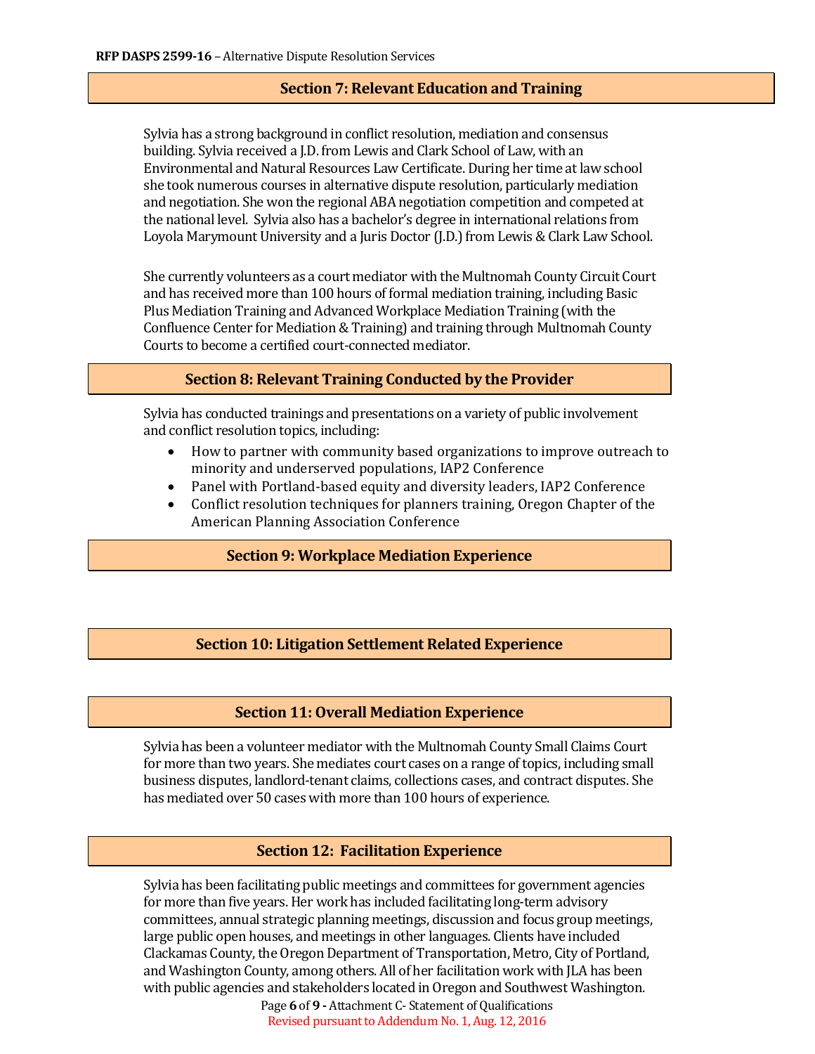## Section 7: Relevant Education and Training

Sylvia has a strong background in conflict resolution, mediation and consensus building. Sylvia received a J.D. from Lewis and Clark School of Law, with an Environmental and Natural Resources Law Certificate. During her time at law school she took numerous courses in alternative dispute resolution, particularly mediation and negotiation. She won the regional ABA negotiation competition and competed at the national level. Sylvia also has a bachelor's degree in international relations from Loyola Marymount University and a Juris Doctor (J.D.) from Lewis & Clark Law School.

She currently volunteers as a court mediator with the Multnomah County Circuit Court and has received more than 100 hours of formal mediation training, including Basic Plus Mediation Training and Advanced Workplace Mediation Training (with the Confluence Center for Mediation & Training) and training through Multnomah County Courts to become a certified court-connected mediator.

## Section 8: Relevant Training Conducted by the Provider

Sylvia has conducted trainings and presentations on a variety of public involvement and conflict resolution topics, including:

- How to partner with community based organizations to improve outreach to minority and underserved populations, IAP2 Conference
- Panel with Portland-based equity and diversity leaders, IAP2 Conference
- Conflict resolution techniques for planners training, Oregon Chapter of the American Planning Association Conference

## Section 9: Workplace Mediation Experience

## Section 10: Litigation Settlement Related Experience

## Section 11: Overall Mediation Experience

Sylvia has been a volunteer mediator with the Multnomah County Small Claims Court for more than two years. She mediates court cases on a range of topics, including small business disputes, landlord-tenant claims, collections cases, and contract disputes. She has mediated over 50 cases with more than 100 hours of experience.

## Section 12: Facilitation Experience

Sylvia has been facilitating public meetings and committees for government agencies for more than five years. Her work has included facilitating long-term advisory committees, annual strategic planning meetings, discussion and focus group meetings, large public open houses, and meetings in other languages. Clients have included Clackamas County, the Oregon Department of Transportation, Metro, City of Portland, and Washington County, among others. All of her facilitation work with JLA has been with public agencies and stakeholders located in Oregon and Southwest Washington.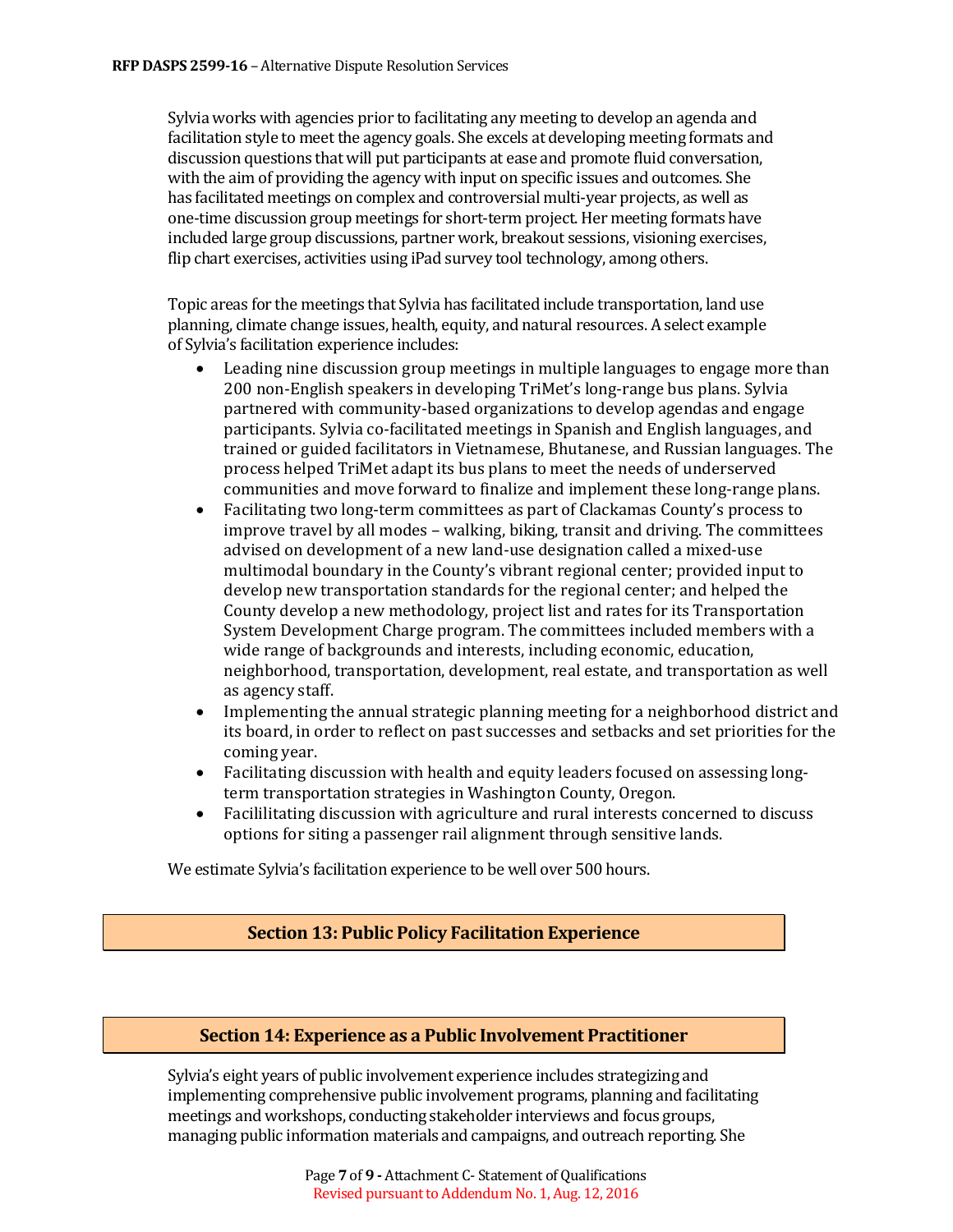Sylvia works with agencies prior to facilitating any meeting to develop an agenda and facilitation style to meet the agency goals. She excels at developing meeting formats and discussion questions that will put participants at ease and promote fluid conversation, with the aim of providing the agency with input on specific issues and outcomes. She has facilitated meetings on complex and controversial multi-year projects, as well as one-time discussion group meetings for short-term project. Her meeting formats have included large group discussions, partner work, breakout sessions, visioning exercises, flip chart exercises, activities using iPad survey tool technology, among others.

Topic areas for the meetings that Sylvia has facilitated include transportation, land use planning, climate change issues, health, equity, and natural resources. A select example of Sylvia's facilitation experience includes:

- Leading nine discussion group meetings in multiple languages to engage more than 200 non-English speakers in developing TriMet's long-range bus plans. Sylvia partnered with community-based organizations to develop agendas and engage participants. Sylvia co-facilitated meetings in Spanish and English languages, and trained or guided facilitators in Vietnamese, Bhutanese, and Russian languages. The process helped TriMet adapt its bus plans to meet the needs of underserved communities and move forward to finalize and implement these long-range plans.
- Facilitating two long-term committees as part of Clackamas County's process to improve travel by all modes – walking, biking, transit and driving. The committees advised on development of a new land-use designation called a mixed-use multimodal boundary in the County's vibrant regional center; provided input to develop new transportation standards for the regional center; and helped the County develop a new methodology, project list and rates for its Transportation System Development Charge program. The committees included members with a wide range of backgrounds and interests, including economic, education, neighborhood, transportation, development, real estate, and transportation as well as agency staff.
- Implementing the annual strategic planning meeting for a neighborhood district and its board, in order to reflect on past successes and setbacks and set priorities for the coming year.
- Facilitating discussion with health and equity leaders focused on assessing long-term transportation strategies in Washington County, Oregon.
- Facililitating discussion with agriculture and rural interests concerned to discuss options for siting a passenger rail alignment through sensitive lands.

We estimate Sylvia's facilitation experience to be well over 500 hours.

## Section 13: Public Policy Facilitation Experience

## Section 14: Experience as a Public Involvement Practitioner

Sylvia's eight years of public involvement experience includes strategizing and implementing comprehensive public involvement programs, planning and facilitating meetings and workshops, conducting stakeholder interviews and focus groups, managing public information materials and campaigns, and outreach reporting. She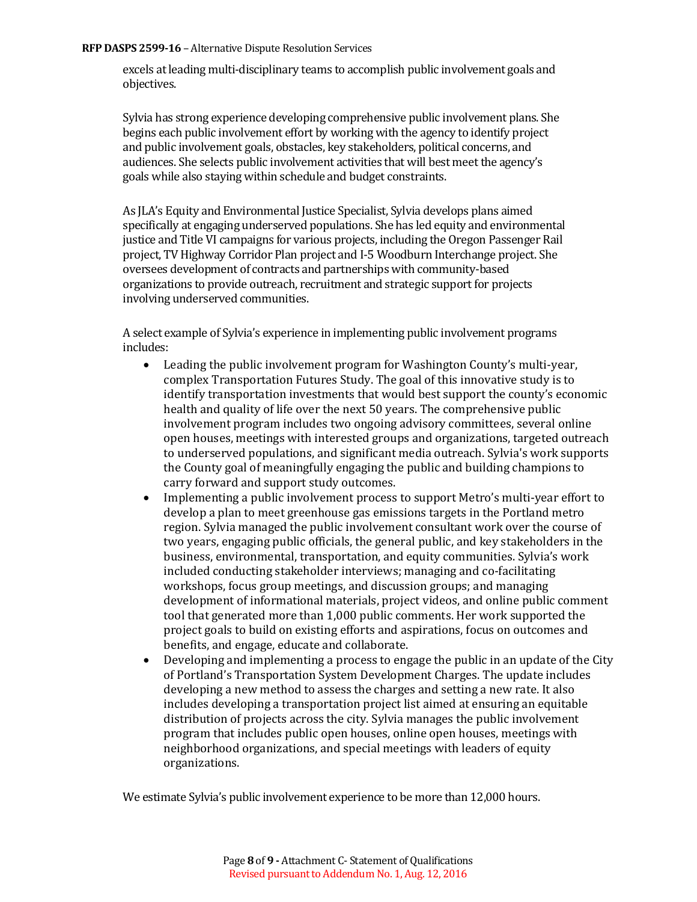excels at leading multi-disciplinary teams to accomplish public involvement goals and objectives.

Sylvia has strong experience developing comprehensive public involvement plans. She begins each public involvement effort by working with the agency to identify project and public involvement goals, obstacles, key stakeholders, political concerns, and audiences. She selects public involvement activities that will best meet the agency's goals while also staying within schedule and budget constraints.

As JLA's Equity and Environmental Justice Specialist, Sylvia develops plans aimed specifically at engaging underserved populations. She has led equity and environmental justice and Title VI campaigns for various projects, including the Oregon Passenger Rail project, TV Highway Corridor Plan project and I-5 Woodburn Interchange project. She oversees development of contracts and partnerships with community-based organizations to provide outreach, recruitment and strategic support for projects involving underserved communities.

A select example of Sylvia's experience in implementing public involvement programs includes:

- Leading the public involvement program for Washington County's multi-year, complex Transportation Futures Study. The goal of this innovative study is to identify transportation investments that would best support the county's economic health and quality of life over the next 50 years. The comprehensive public involvement program includes two ongoing advisory committees, several online open houses, meetings with interested groups and organizations, targeted outreach to underserved populations, and significant media outreach. Sylvia's work supports the County goal of meaningfully engaging the public and building champions to carry forward and support study outcomes.
- Implementing a public involvement process to support Metro's multi-year effort to develop a plan to meet greenhouse gas emissions targets in the Portland metro region. Sylvia managed the public involvement consultant work over the course of two years, engaging public officials, the general public, and key stakeholders in the business, environmental, transportation, and equity communities. Sylvia's work included conducting stakeholder interviews; managing and co-facilitating workshops, focus group meetings, and discussion groups; and managing development of informational materials, project videos, and online public comment tool that generated more than 1,000 public comments. Her work supported the project goals to build on existing efforts and aspirations, focus on outcomes and benefits, and engage, educate and collaborate.
- Developing and implementing a process to engage the public in an update of the City of Portland's Transportation System Development Charges. The update includes developing a new method to assess the charges and setting a new rate. It also includes developing a transportation project list aimed at ensuring an equitable distribution of projects across the city. Sylvia manages the public involvement program that includes public open houses, online open houses, meetings with neighborhood organizations, and special meetings with leaders of equity organizations.

We estimate Sylvia's public involvement experience to be more than 12,000 hours.